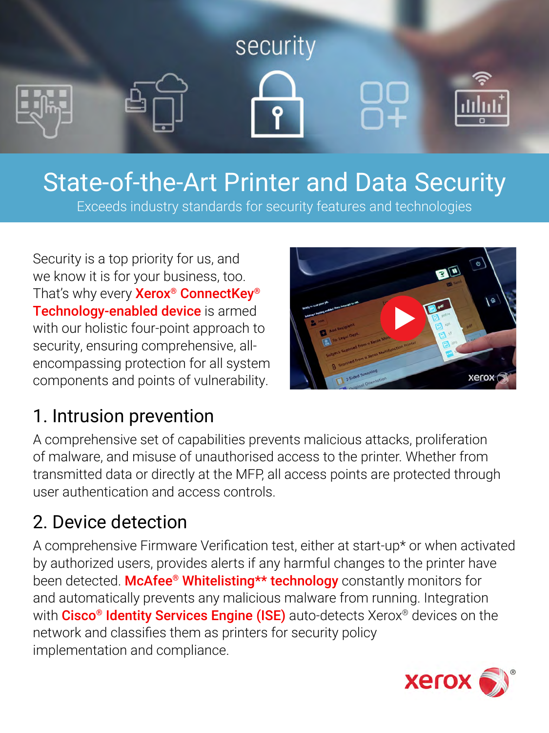# State-of-the-Art Printer and Data Security

Exceeds industry standards for security features and technologies

Security is a top priority for us, and we know it is for your business, too. That's why every **Xerox® ConnectKey® Technology-enabled device** is armed with our holistic four-point approach to security, ensuring comprehensive, all-encompassing protection for all system components and points of vulnerability.

## 1. Intrusion prevention

A comprehensive set of capabilities prevents malicious attacks, proliferation of malware, and misuse of unauthorised access to the printer. Whether from transmitted data or directly at the MFP, all access points are protected through user authentication and access controls.

## 2. Device detection

A comprehensive Firmware Verification test, either at start-up* or when activated by authorized users, provides alerts if any harmful changes to the printer have been detected. **McAfee® Whitelisting** technology** constantly monitors for and automatically prevents any malicious malware from running. Integration with **Cisco® Identity Services Engine (ISE)** auto-detects Xerox® devices on the network and classifies them as printers for security policy implementation and compliance.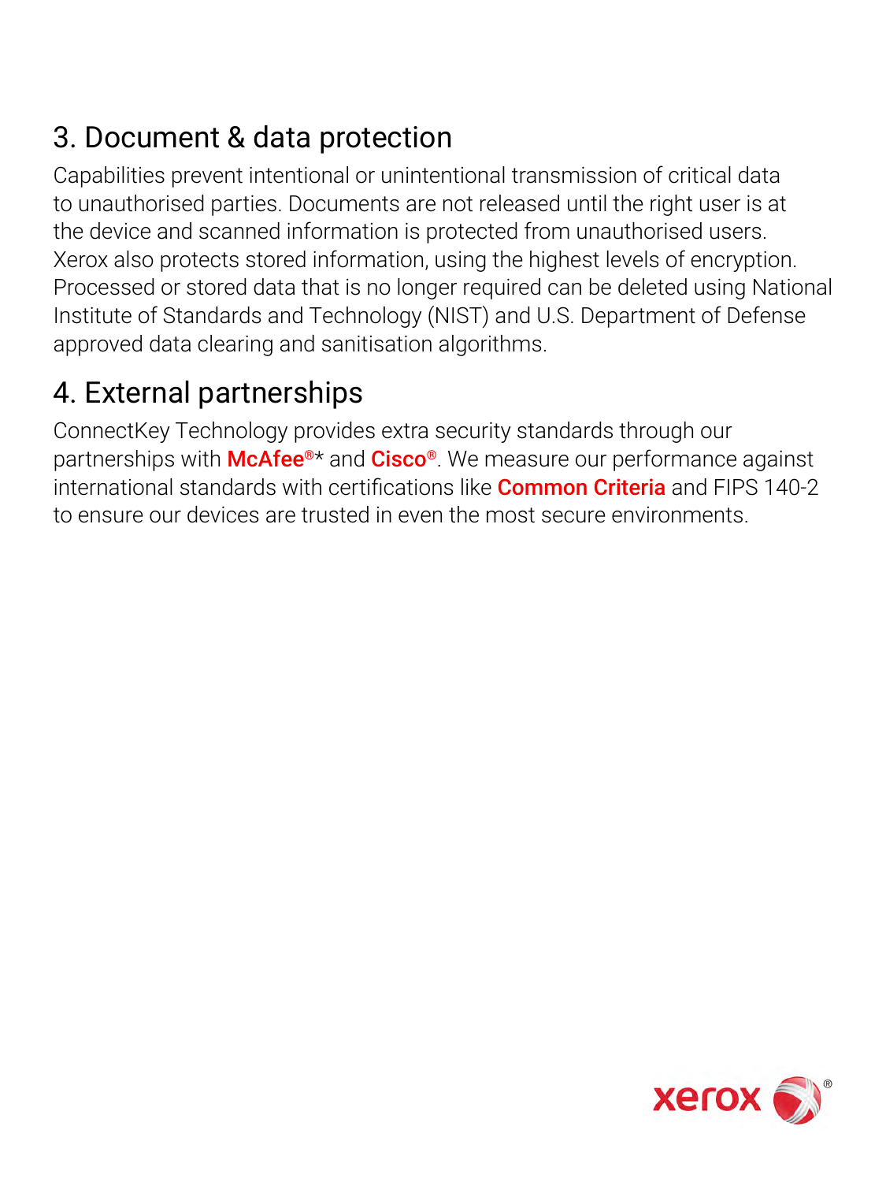## 3. Document & data protection

Capabilities prevent intentional or unintentional transmission of critical data to unauthorised parties. Documents are not released until the right user is at the device and scanned information is protected from unauthorised users. Xerox also protects stored information, using the highest levels of encryption. Processed or stored data that is no longer required can be deleted using National Institute of Standards and Technology (NIST) and U.S. Department of Defense approved data clearing and sanitisation algorithms.

## 4. External partnerships

ConnectKey Technology provides extra security standards through our partnerships with **McAfee**®* and **Cisco**®. We measure our performance against international standards with certifications like **Common Criteria** and FIPS 140-2 to ensure our devices are trusted in even the most secure environments.